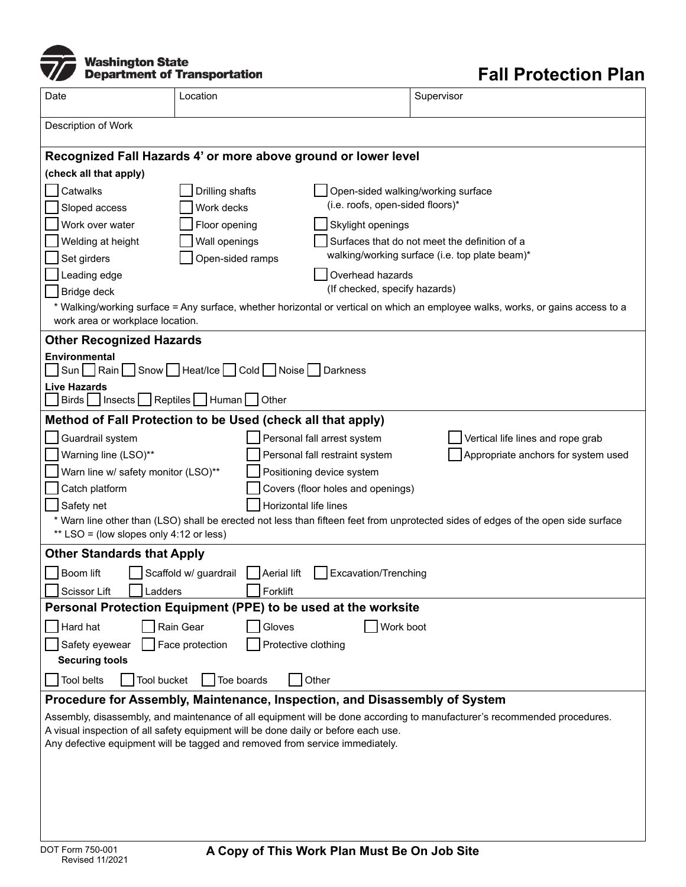Washington State Department of Transportation

# Fall Protection Plan

| Date | Location | Supervisor |
|---|---|---|
| Description of Work | | |

## Recognized Fall Hazards 4’ or more above ground or lower level

**(check all that apply)**

- ☐ Catwalks
- ☐ Sloped access
- ☐ Work over water
- ☐ Welding at height
- ☐ Set girders
- ☐ Leading edge
- ☐ Bridge deck
- ☐ Drilling shafts
- ☐ Work decks
- ☐ Floor opening
- ☐ Wall openings
- ☐ Open-sided ramps
- ☐ Open-sided walking/working surface (i.e. roofs, open-sided floors)*
- ☐ Skylight openings
- ☐ Surfaces that do not meet the definition of a walking/working surface (i.e. top plate beam)*
- ☐ Overhead hazards (If checked, specify hazards)

\* Walking/working surface = Any surface, whether horizontal or vertical on which an employee walks, works, or gains access to a work area or workplace location.

## Other Recognized Hazards

**Environmental**

☐ Sun ☐ Rain ☐ Snow ☐ Heat/Ice ☐ Cold ☐ Noise ☐ Darkness

**Live Hazards**

☐ Birds ☐ Insects ☐ Reptiles ☐ Human ☐ Other

## Method of Fall Protection to be Used (check all that apply)

- ☐ Guardrail system
- ☐ Warning line (LSO)**
- ☐ Warn line w/ safety monitor (LSO)**
- ☐ Catch platform
- ☐ Safety net
- ☐ Personal fall arrest system
- ☐ Personal fall restraint system
- ☐ Positioning device system
- ☐ Covers (floor holes and openings)
- ☐ Horizontal life lines
- ☐ Vertical life lines and rope grab
- ☐ Appropriate anchors for system used

\* Warn line other than (LSO) shall be erected not less than fifteen feet from unprotected sides of edges of the open side surface

\*\* LSO = (low slopes only 4:12 or less)

## Other Standards that Apply

☐ Boom lift ☐ Scaffold w/ guardrail ☐ Aerial lift ☐ Excavation/Trenching

☐ Scissor Lift ☐ Ladders ☐ Forklift

## Personal Protection Equipment (PPE) to be used at the worksite

☐ Hard hat ☐ Rain Gear ☐ Gloves ☐ Work boot

☐ Safety eyewear ☐ Face protection ☐ Protective clothing

**Securing tools**

☐ Tool belts ☐ Tool bucket ☐ Toe boards ☐ Other

## Procedure for Assembly, Maintenance, Inspection, and Disassembly of System

Assembly, disassembly, and maintenance of all equipment will be done according to manufacturer’s recommended procedures.
A visual inspection of all safety equipment will be done daily or before each use.
Any defective equipment will be tagged and removed from service immediately.

DOT Form 750-001
Revised 11/2021

**A Copy of This Work Plan Must Be On Job Site**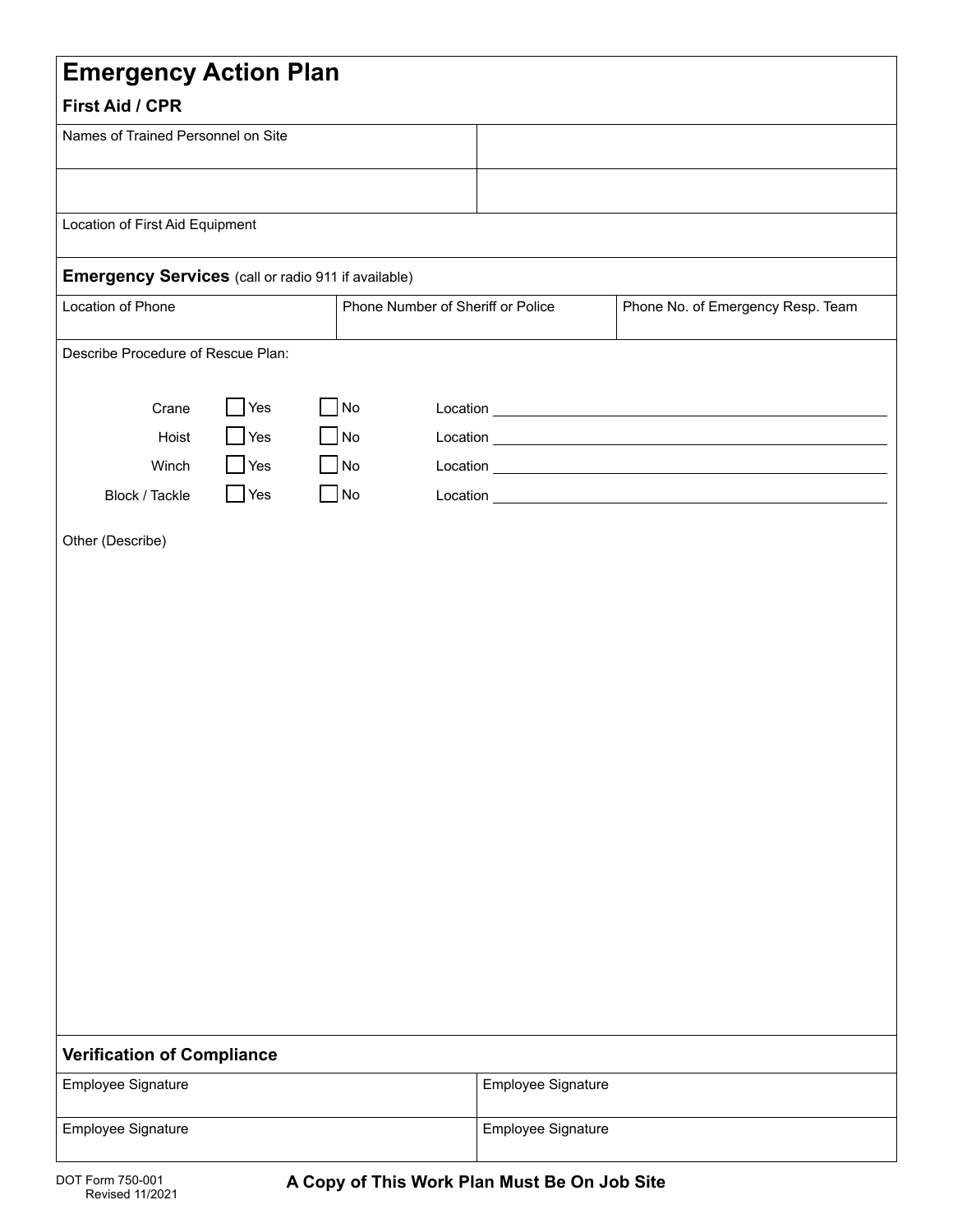# Emergency Action Plan

## First Aid / CPR

| Names of Trained Personnel on Site | |
|---|---|
| | |

Location of First Aid Equipment

## Emergency Services (call or radio 911 if available)

| Location of Phone | Phone Number of Sheriff or Police | Phone No. of Emergency Resp. Team |
|---|---|---|
| | | |

Describe Procedure of Rescue Plan:

| | | | |
|---|---|---|---|
| Crane | ☐ Yes | ☐ No | Location ______________________ |
| Hoist | ☐ Yes | ☐ No | Location ______________________ |
| Winch | ☐ Yes | ☐ No | Location ______________________ |
| Block / Tackle | ☐ Yes | ☐ No | Location ______________________ |

Other (Describe)

## Verification of Compliance

| Employee Signature | Employee Signature |
|---|---|
| Employee Signature | Employee Signature |

DOT Form 750-001
Revised 11/2021

**A Copy of This Work Plan Must Be On Job Site**